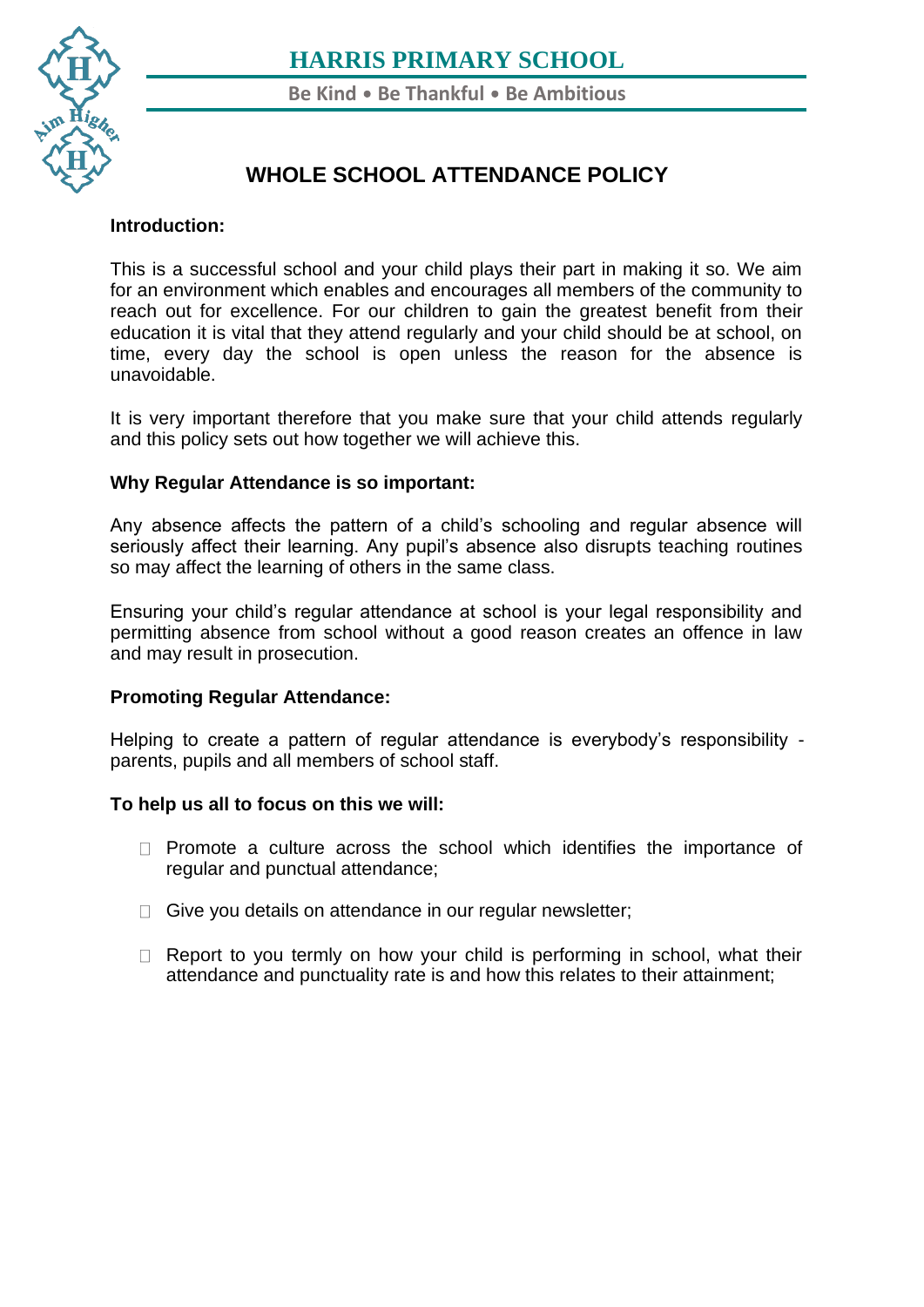# HARRIS PRIMARY SCHOOL

Be Kind • Be Thankful • Be Ambitious

## WHOLE SCHOOL ATTENDANCE POLICY

**Introduction:**

This is a successful school and your child plays their part in making it so. We aim for an environment which enables and encourages all members of the community to reach out for excellence. For our children to gain the greatest benefit from their education it is vital that they attend regularly and your child should be at school, on time, every day the school is open unless the reason for the absence is unavoidable.

It is very important therefore that you make sure that your child attends regularly and this policy sets out how together we will achieve this.

**Why Regular Attendance is so important:**

Any absence affects the pattern of a child's schooling and regular absence will seriously affect their learning. Any pupil's absence also disrupts teaching routines so may affect the learning of others in the same class.

Ensuring your child's regular attendance at school is your legal responsibility and permitting absence from school without a good reason creates an offence in law and may result in prosecution.

**Promoting Regular Attendance:**

Helping to create a pattern of regular attendance is everybody's responsibility - parents, pupils and all members of school staff.

**To help us all to focus on this we will:**

- Promote a culture across the school which identifies the importance of regular and punctual attendance;
- Give you details on attendance in our regular newsletter;
- Report to you termly on how your child is performing in school, what their attendance and punctuality rate is and how this relates to their attainment;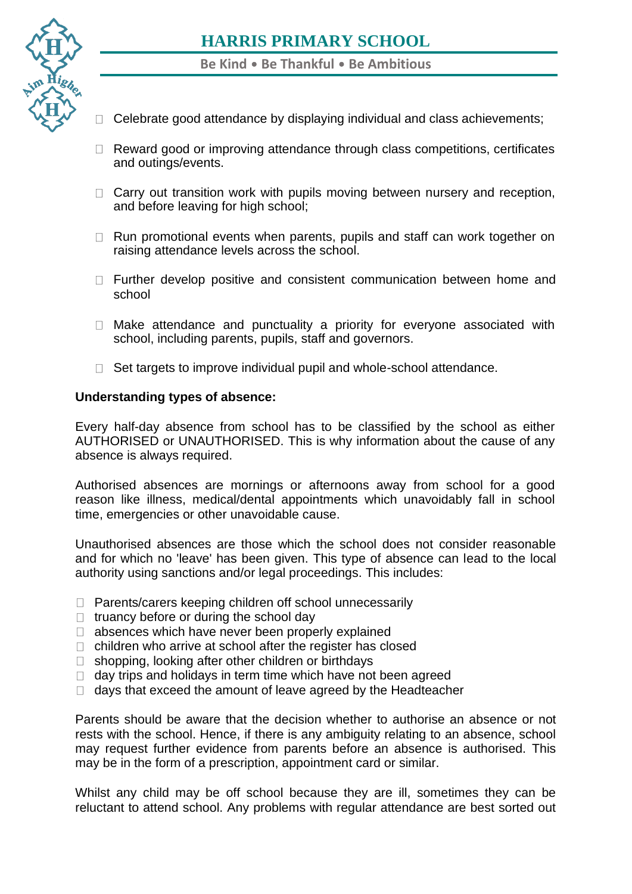- Celebrate good attendance by displaying individual and class achievements;
- Reward good or improving attendance through class competitions, certificates and outings/events.
- Carry out transition work with pupils moving between nursery and reception, and before leaving for high school;
- Run promotional events when parents, pupils and staff can work together on raising attendance levels across the school.
- Further develop positive and consistent communication between home and school
- Make attendance and punctuality a priority for everyone associated with school, including parents, pupils, staff and governors.
- Set targets to improve individual pupil and whole-school attendance.

**Understanding types of absence:**

Every half-day absence from school has to be classified by the school as either AUTHORISED or UNAUTHORISED. This is why information about the cause of any absence is always required.

Authorised absences are mornings or afternoons away from school for a good reason like illness, medical/dental appointments which unavoidably fall in school time, emergencies or other unavoidable cause.

Unauthorised absences are those which the school does not consider reasonable and for which no 'leave' has been given. This type of absence can lead to the local authority using sanctions and/or legal proceedings. This includes:

- Parents/carers keeping children off school unnecessarily
- truancy before or during the school day
- absences which have never been properly explained
- children who arrive at school after the register has closed
- shopping, looking after other children or birthdays
- day trips and holidays in term time which have not been agreed
- days that exceed the amount of leave agreed by the Headteacher

Parents should be aware that the decision whether to authorise an absence or not rests with the school. Hence, if there is any ambiguity relating to an absence, school may request further evidence from parents before an absence is authorised. This may be in the form of a prescription, appointment card or similar.

Whilst any child may be off school because they are ill, sometimes they can be reluctant to attend school. Any problems with regular attendance are best sorted out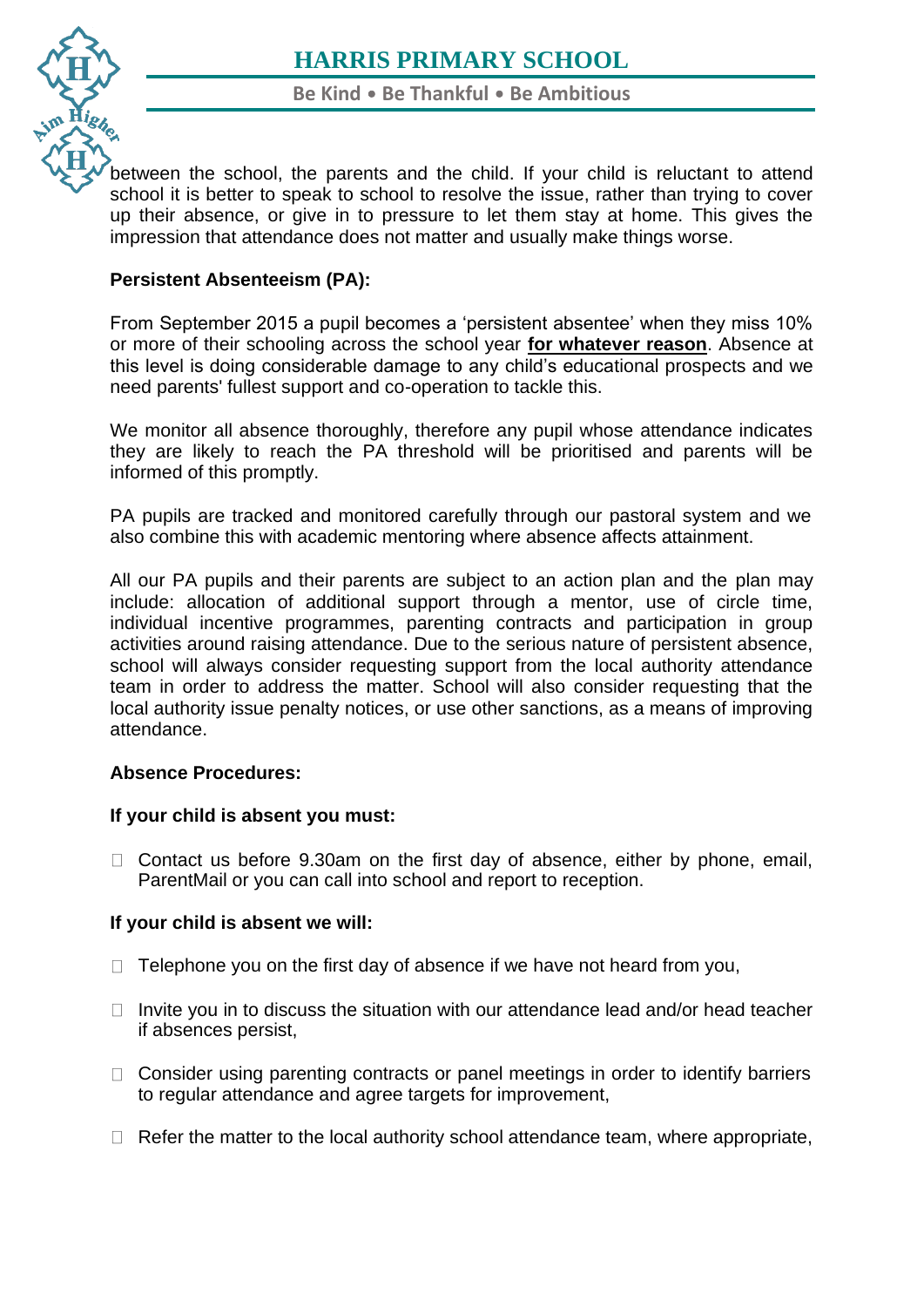between the school, the parents and the child. If your child is reluctant to attend school it is better to speak to school to resolve the issue, rather than trying to cover up their absence, or give in to pressure to let them stay at home. This gives the impression that attendance does not matter and usually make things worse.

**Persistent Absenteeism (PA):**

From September 2015 a pupil becomes a 'persistent absentee' when they miss 10% or more of their schooling across the school year **for whatever reason**. Absence at this level is doing considerable damage to any child's educational prospects and we need parents' fullest support and co-operation to tackle this.

We monitor all absence thoroughly, therefore any pupil whose attendance indicates they are likely to reach the PA threshold will be prioritised and parents will be informed of this promptly.

PA pupils are tracked and monitored carefully through our pastoral system and we also combine this with academic mentoring where absence affects attainment.

All our PA pupils and their parents are subject to an action plan and the plan may include: allocation of additional support through a mentor, use of circle time, individual incentive programmes, parenting contracts and participation in group activities around raising attendance. Due to the serious nature of persistent absence, school will always consider requesting support from the local authority attendance team in order to address the matter. School will also consider requesting that the local authority issue penalty notices, or use other sanctions, as a means of improving attendance.

**Absence Procedures:**

**If your child is absent you must:**

- Contact us before 9.30am on the first day of absence, either by phone, email, ParentMail or you can call into school and report to reception.

**If your child is absent we will:**

- Telephone you on the first day of absence if we have not heard from you,
- Invite you in to discuss the situation with our attendance lead and/or head teacher if absences persist,
- Consider using parenting contracts or panel meetings in order to identify barriers to regular attendance and agree targets for improvement,
- Refer the matter to the local authority school attendance team, where appropriate,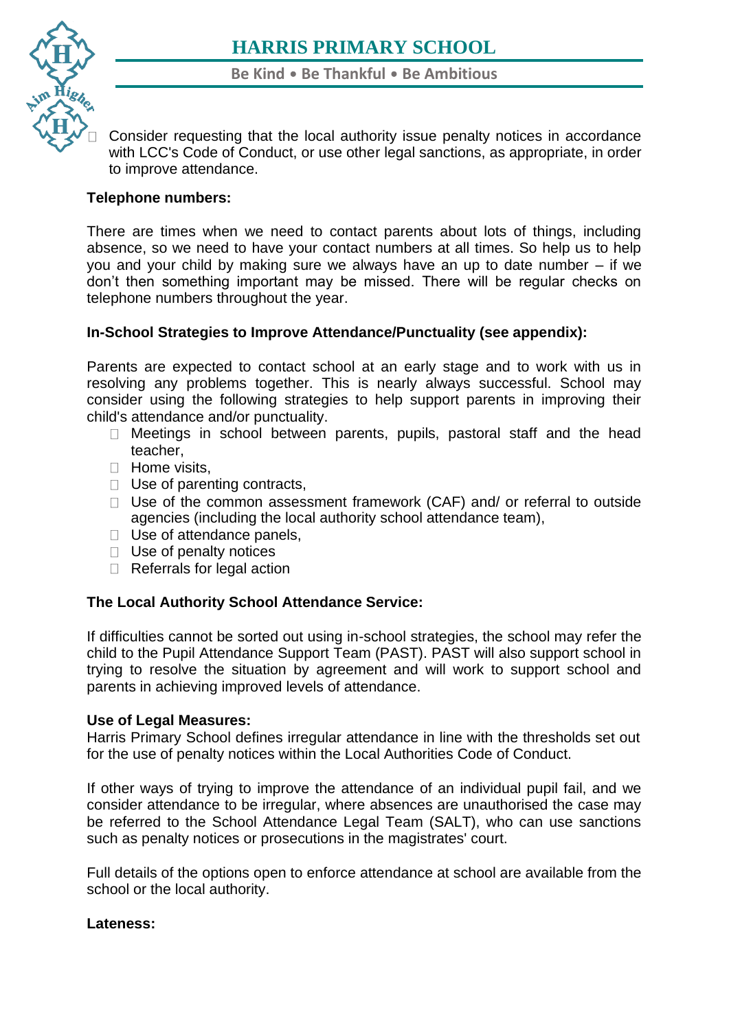- Consider requesting that the local authority issue penalty notices in accordance with LCC's Code of Conduct, or use other legal sanctions, as appropriate, in order to improve attendance.

**Telephone numbers:**

There are times when we need to contact parents about lots of things, including absence, so we need to have your contact numbers at all times. So help us to help you and your child by making sure we always have an up to date number – if we don't then something important may be missed. There will be regular checks on telephone numbers throughout the year.

**In-School Strategies to Improve Attendance/Punctuality (see appendix):**

Parents are expected to contact school at an early stage and to work with us in resolving any problems together. This is nearly always successful. School may consider using the following strategies to help support parents in improving their child's attendance and/or punctuality.

- Meetings in school between parents, pupils, pastoral staff and the head teacher,
- Home visits,
- Use of parenting contracts,
- Use of the common assessment framework (CAF) and/ or referral to outside agencies (including the local authority school attendance team),
- Use of attendance panels,
- Use of penalty notices
- Referrals for legal action

**The Local Authority School Attendance Service:**

If difficulties cannot be sorted out using in-school strategies, the school may refer the child to the Pupil Attendance Support Team (PAST). PAST will also support school in trying to resolve the situation by agreement and will work to support school and parents in achieving improved levels of attendance.

**Use of Legal Measures:**
Harris Primary School defines irregular attendance in line with the thresholds set out for the use of penalty notices within the Local Authorities Code of Conduct.

If other ways of trying to improve the attendance of an individual pupil fail, and we consider attendance to be irregular, where absences are unauthorised the case may be referred to the School Attendance Legal Team (SALT), who can use sanctions such as penalty notices or prosecutions in the magistrates' court.

Full details of the options open to enforce attendance at school are available from the school or the local authority.

**Lateness:**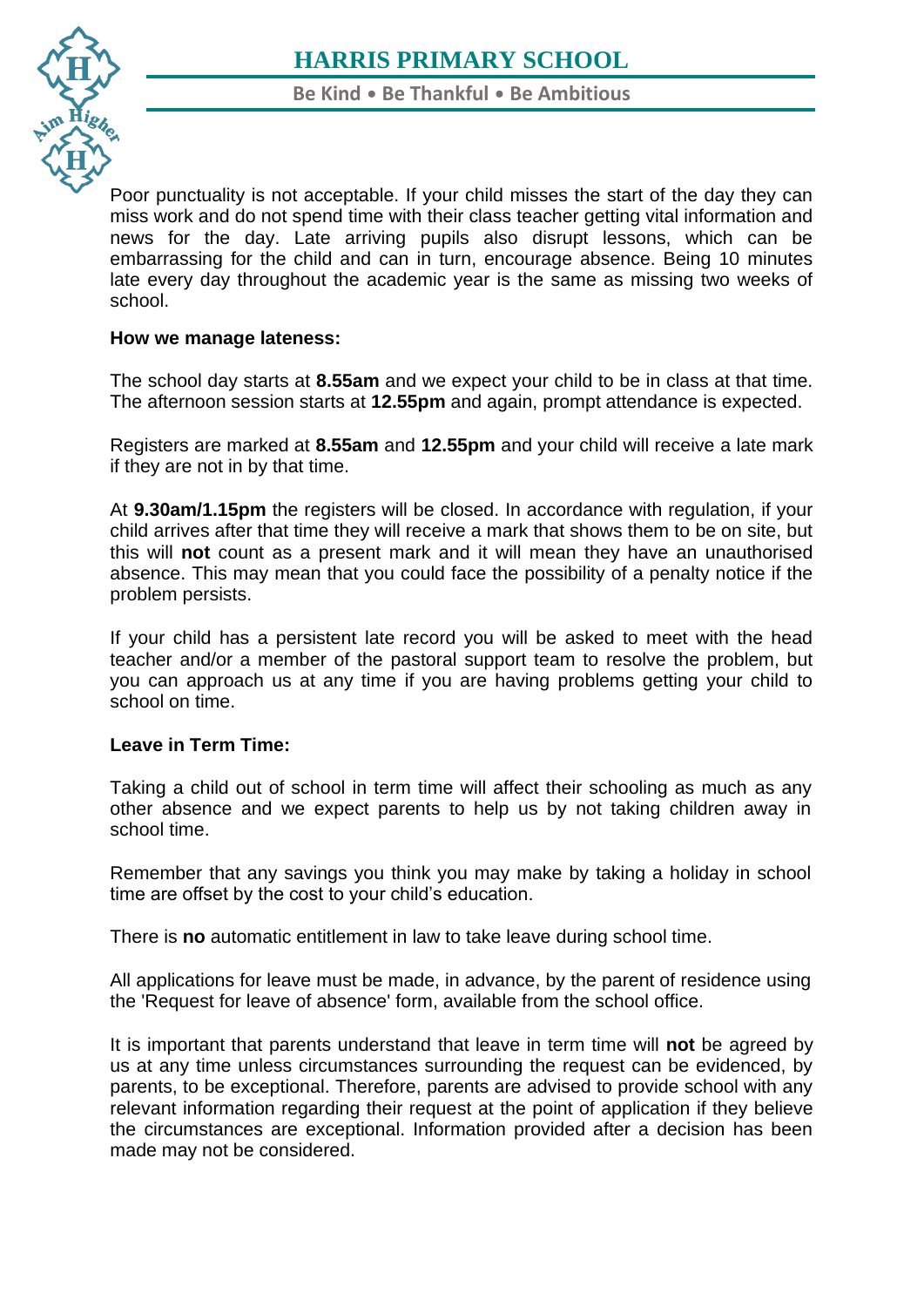Poor punctuality is not acceptable. If your child misses the start of the day they can miss work and do not spend time with their class teacher getting vital information and news for the day. Late arriving pupils also disrupt lessons, which can be embarrassing for the child and can in turn, encourage absence. Being 10 minutes late every day throughout the academic year is the same as missing two weeks of school.

**How we manage lateness:**

The school day starts at **8.55am** and we expect your child to be in class at that time. The afternoon session starts at **12.55pm** and again, prompt attendance is expected.

Registers are marked at **8.55am** and **12.55pm** and your child will receive a late mark if they are not in by that time.

At **9.30am/1.15pm** the registers will be closed. In accordance with regulation, if your child arrives after that time they will receive a mark that shows them to be on site, but this will **not** count as a present mark and it will mean they have an unauthorised absence. This may mean that you could face the possibility of a penalty notice if the problem persists.

If your child has a persistent late record you will be asked to meet with the head teacher and/or a member of the pastoral support team to resolve the problem, but you can approach us at any time if you are having problems getting your child to school on time.

**Leave in Term Time:**

Taking a child out of school in term time will affect their schooling as much as any other absence and we expect parents to help us by not taking children away in school time.

Remember that any savings you think you may make by taking a holiday in school time are offset by the cost to your child's education.

There is **no** automatic entitlement in law to take leave during school time.

All applications for leave must be made, in advance, by the parent of residence using the 'Request for leave of absence' form, available from the school office.

It is important that parents understand that leave in term time will **not** be agreed by us at any time unless circumstances surrounding the request can be evidenced, by parents, to be exceptional. Therefore, parents are advised to provide school with any relevant information regarding their request at the point of application if they believe the circumstances are exceptional. Information provided after a decision has been made may not be considered.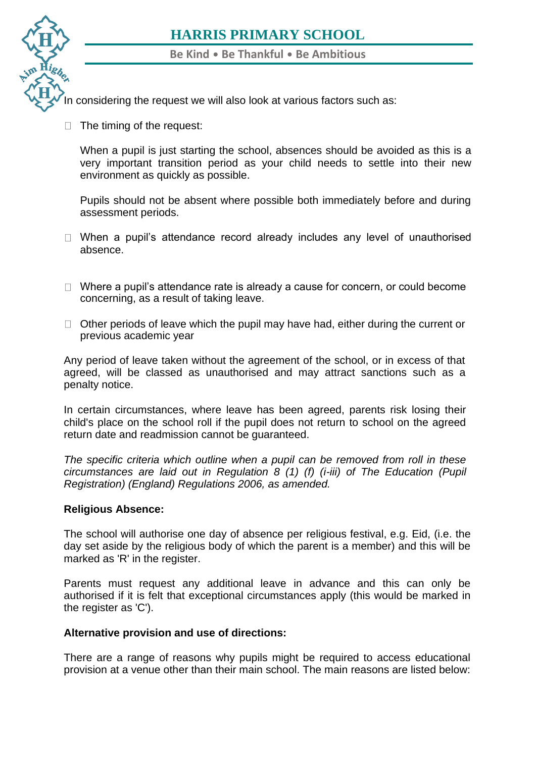In considering the request we will also look at various factors such as:

- The timing of the request:

  When a pupil is just starting the school, absences should be avoided as this is a very important transition period as your child needs to settle into their new environment as quickly as possible.

  Pupils should not be absent where possible both immediately before and during assessment periods.

- When a pupil's attendance record already includes any level of unauthorised absence.

- Where a pupil's attendance rate is already a cause for concern, or could become concerning, as a result of taking leave.

- Other periods of leave which the pupil may have had, either during the current or previous academic year

Any period of leave taken without the agreement of the school, or in excess of that agreed, will be classed as unauthorised and may attract sanctions such as a penalty notice.

In certain circumstances, where leave has been agreed, parents risk losing their child's place on the school roll if the pupil does not return to school on the agreed return date and readmission cannot be guaranteed.

*The specific criteria which outline when a pupil can be removed from roll in these circumstances are laid out in Regulation 8 (1) (f) (i-iii) of The Education (Pupil Registration) (England) Regulations 2006, as amended.*

**Religious Absence:**

The school will authorise one day of absence per religious festival, e.g. Eid, (i.e. the day set aside by the religious body of which the parent is a member) and this will be marked as 'R' in the register.

Parents must request any additional leave in advance and this can only be authorised if it is felt that exceptional circumstances apply (this would be marked in the register as 'C').

**Alternative provision and use of directions:**

There are a range of reasons why pupils might be required to access educational provision at a venue other than their main school. The main reasons are listed below: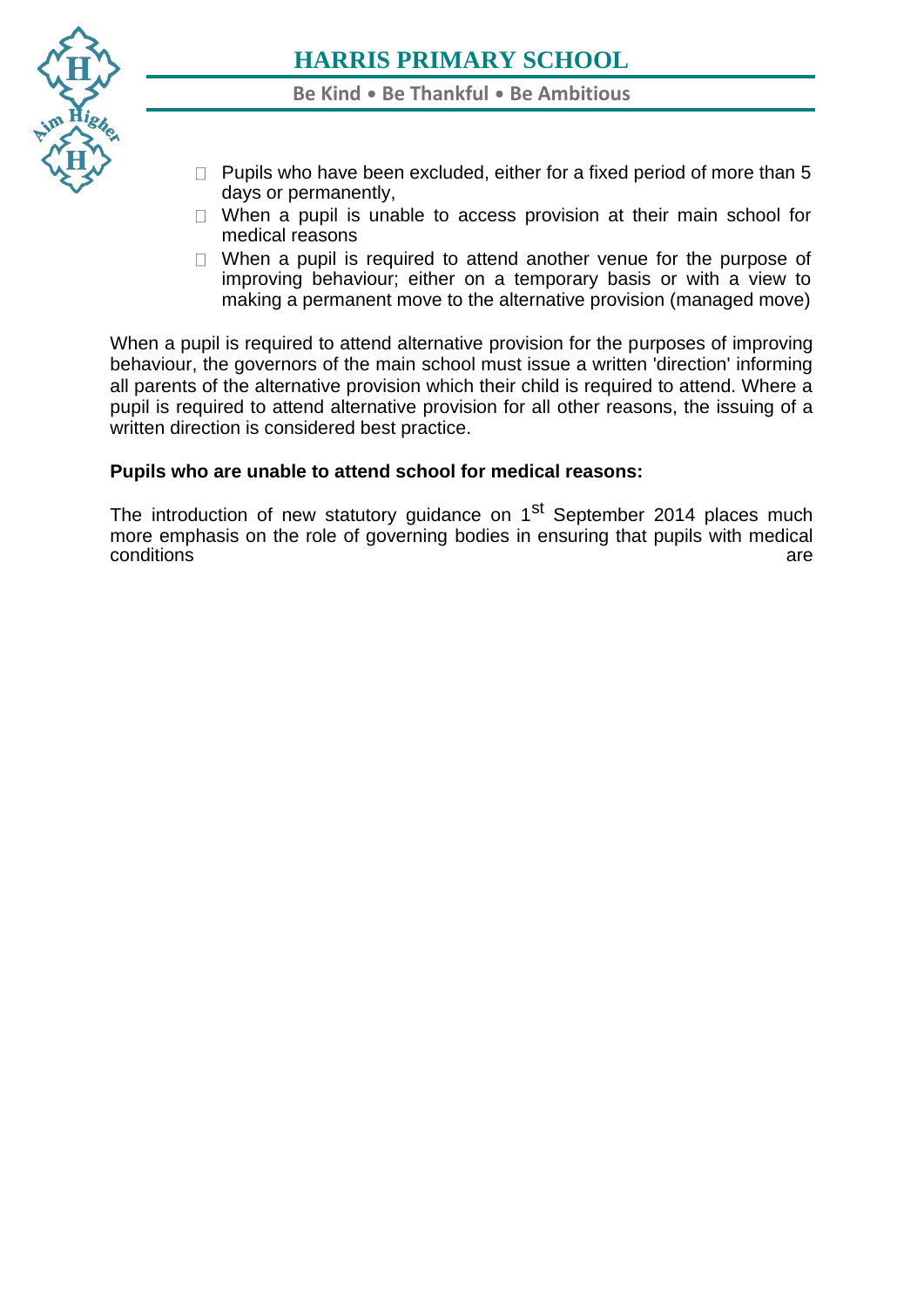- Pupils who have been excluded, either for a fixed period of more than 5 days or permanently,
- When a pupil is unable to access provision at their main school for medical reasons
- When a pupil is required to attend another venue for the purpose of improving behaviour; either on a temporary basis or with a view to making a permanent move to the alternative provision (managed move)

When a pupil is required to attend alternative provision for the purposes of improving behaviour, the governors of the main school must issue a written 'direction' informing all parents of the alternative provision which their child is required to attend. Where a pupil is required to attend alternative provision for all other reasons, the issuing of a written direction is considered best practice.

**Pupils who are unable to attend school for medical reasons:**

The introduction of new statutory guidance on 1st September 2014 places much more emphasis on the role of governing bodies in ensuring that pupils with medical conditions are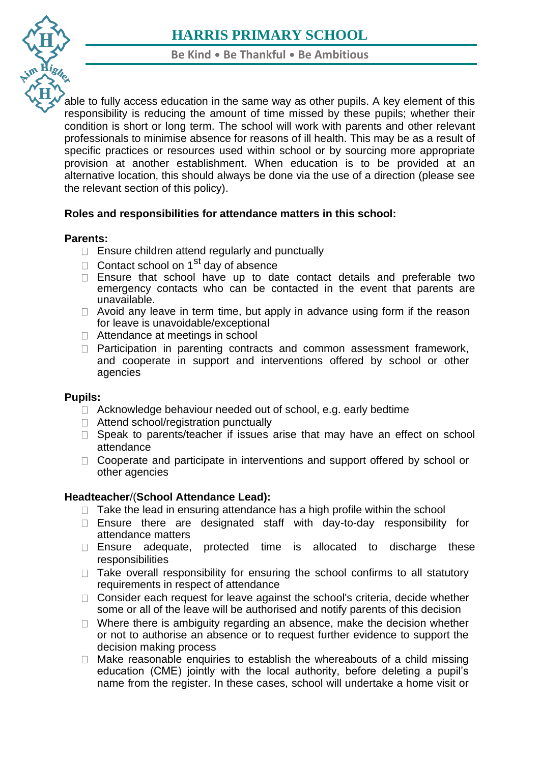able to fully access education in the same way as other pupils. A key element of this responsibility is reducing the amount of time missed by these pupils; whether their condition is short or long term. The school will work with parents and other relevant professionals to minimise absence for reasons of ill health. This may be as a result of specific practices or resources used within school or by sourcing more appropriate provision at another establishment. When education is to be provided at an alternative location, this should always be done via the use of a direction (please see the relevant section of this policy).

**Roles and responsibilities for attendance matters in this school:**

**Parents:**

- Ensure children attend regularly and punctually
- Contact school on 1st day of absence
- Ensure that school have up to date contact details and preferable two emergency contacts who can be contacted in the event that parents are unavailable.
- Avoid any leave in term time, but apply in advance using form if the reason for leave is unavoidable/exceptional
- Attendance at meetings in school
- Participation in parenting contracts and common assessment framework, and cooperate in support and interventions offered by school or other agencies

**Pupils:**

- Acknowledge behaviour needed out of school, e.g. early bedtime
- Attend school/registration punctually
- Speak to parents/teacher if issues arise that may have an effect on school attendance
- Cooperate and participate in interventions and support offered by school or other agencies

**Headteacher**/(**School Attendance Lead):**

- Take the lead in ensuring attendance has a high profile within the school
- Ensure there are designated staff with day-to-day responsibility for attendance matters
- Ensure adequate, protected time is allocated to discharge these responsibilities
- Take overall responsibility for ensuring the school confirms to all statutory requirements in respect of attendance
- Consider each request for leave against the school's criteria, decide whether some or all of the leave will be authorised and notify parents of this decision
- Where there is ambiguity regarding an absence, make the decision whether or not to authorise an absence or to request further evidence to support the decision making process
- Make reasonable enquiries to establish the whereabouts of a child missing education (CME) jointly with the local authority, before deleting a pupil's name from the register. In these cases, school will undertake a home visit or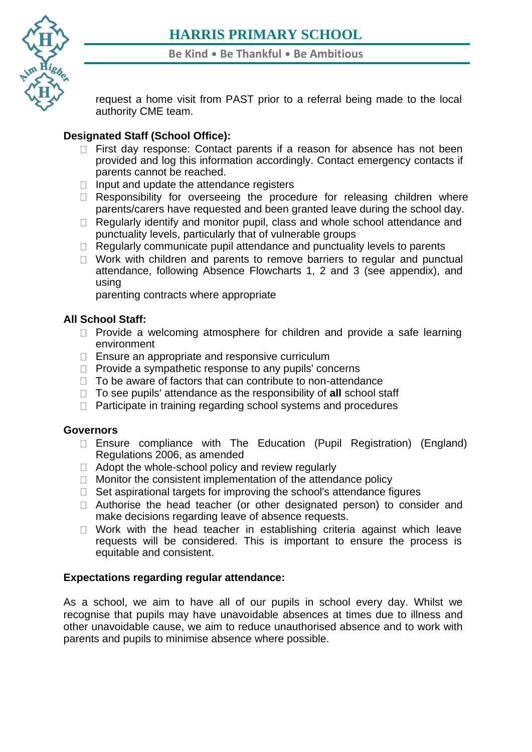request a home visit from PAST prior to a referral being made to the local authority CME team.

**Designated Staff (School Office):**

- First day response: Contact parents if a reason for absence has not been provided and log this information accordingly. Contact emergency contacts if parents cannot be reached.
- Input and update the attendance registers
- Responsibility for overseeing the procedure for releasing children where parents/carers have requested and been granted leave during the school day.
- Regularly identify and monitor pupil, class and whole school attendance and punctuality levels, particularly that of vulnerable groups
- Regularly communicate pupil attendance and punctuality levels to parents
- Work with children and parents to remove barriers to regular and punctual attendance, following Absence Flowcharts 1, 2 and 3 (see appendix), and using
  parenting contracts where appropriate

**All School Staff:**

- Provide a welcoming atmosphere for children and provide a safe learning environment
- Ensure an appropriate and responsive curriculum
- Provide a sympathetic response to any pupils' concerns
- To be aware of factors that can contribute to non-attendance
- To see pupils' attendance as the responsibility of **all** school staff
- Participate in training regarding school systems and procedures

**Governors**

- Ensure compliance with The Education (Pupil Registration) (England) Regulations 2006, as amended
- Adopt the whole-school policy and review regularly
- Monitor the consistent implementation of the attendance policy
- Set aspirational targets for improving the school's attendance figures
- Authorise the head teacher (or other designated person) to consider and make decisions regarding leave of absence requests.
- Work with the head teacher in establishing criteria against which leave requests will be considered. This is important to ensure the process is equitable and consistent.

**Expectations regarding regular attendance:**

As a school, we aim to have all of our pupils in school every day. Whilst we recognise that pupils may have unavoidable absences at times due to illness and other unavoidable cause, we aim to reduce unauthorised absence and to work with parents and pupils to minimise absence where possible.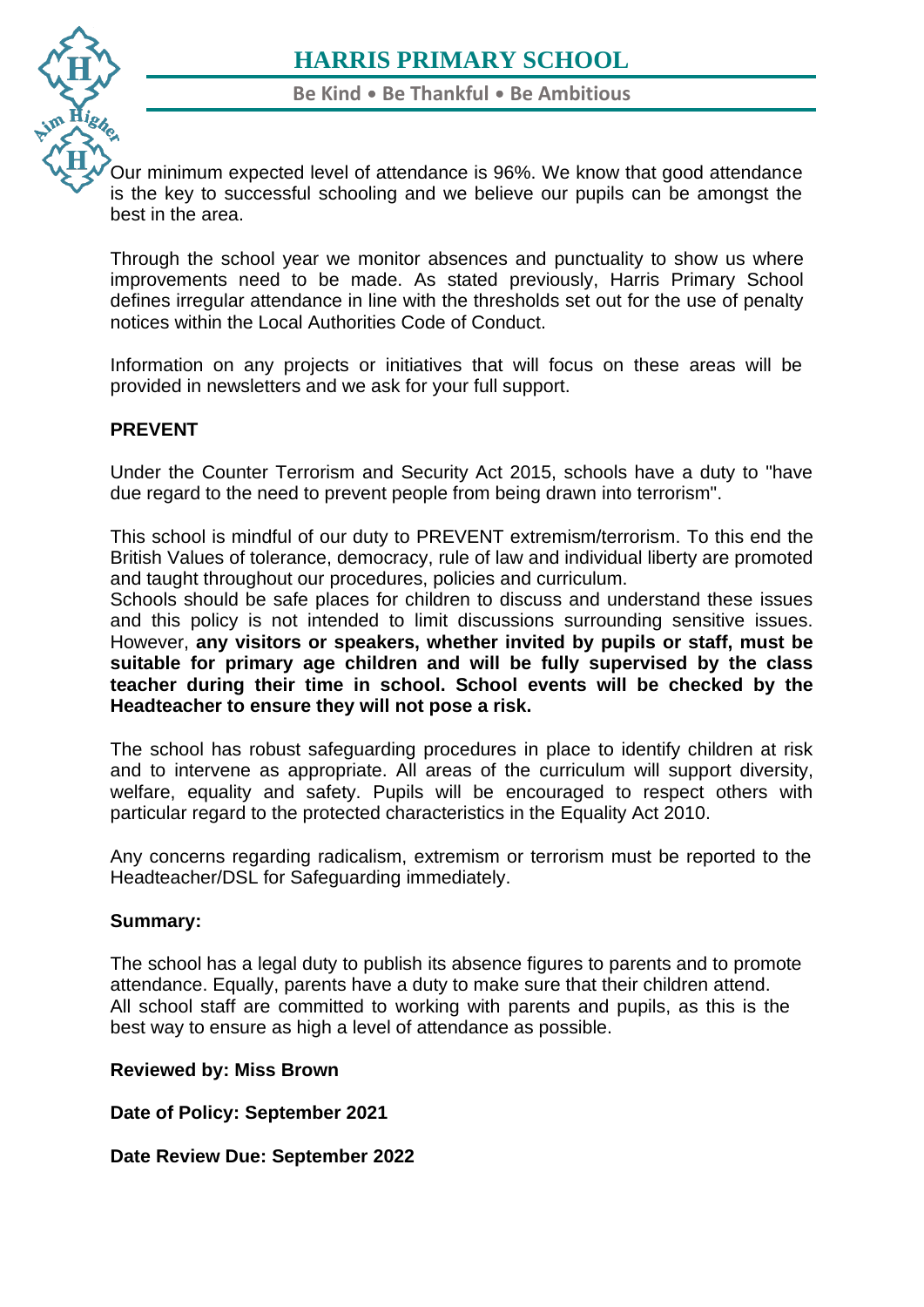Our minimum expected level of attendance is 96%. We know that good attendance is the key to successful schooling and we believe our pupils can be amongst the best in the area.

Through the school year we monitor absences and punctuality to show us where improvements need to be made. As stated previously, Harris Primary School defines irregular attendance in line with the thresholds set out for the use of penalty notices within the Local Authorities Code of Conduct.

Information on any projects or initiatives that will focus on these areas will be provided in newsletters and we ask for your full support.

## PREVENT

Under the Counter Terrorism and Security Act 2015, schools have a duty to "have due regard to the need to prevent people from being drawn into terrorism".

This school is mindful of our duty to PREVENT extremism/terrorism. To this end the British Values of tolerance, democracy, rule of law and individual liberty are promoted and taught throughout our procedures, policies and curriculum.
Schools should be safe places for children to discuss and understand these issues and this policy is not intended to limit discussions surrounding sensitive issues. However, **any visitors or speakers, whether invited by pupils or staff, must be suitable for primary age children and will be fully supervised by the class teacher during their time in school. School events will be checked by the Headteacher to ensure they will not pose a risk.**

The school has robust safeguarding procedures in place to identify children at risk and to intervene as appropriate. All areas of the curriculum will support diversity, welfare, equality and safety. Pupils will be encouraged to respect others with particular regard to the protected characteristics in the Equality Act 2010.

Any concerns regarding radicalism, extremism or terrorism must be reported to the Headteacher/DSL for Safeguarding immediately.

**Summary:**

The school has a legal duty to publish its absence figures to parents and to promote attendance. Equally, parents have a duty to make sure that their children attend.
All school staff are committed to working with parents and pupils, as this is the best way to ensure as high a level of attendance as possible.

**Reviewed by: Miss Brown**

**Date of Policy: September 2021**

**Date Review Due: September 2022**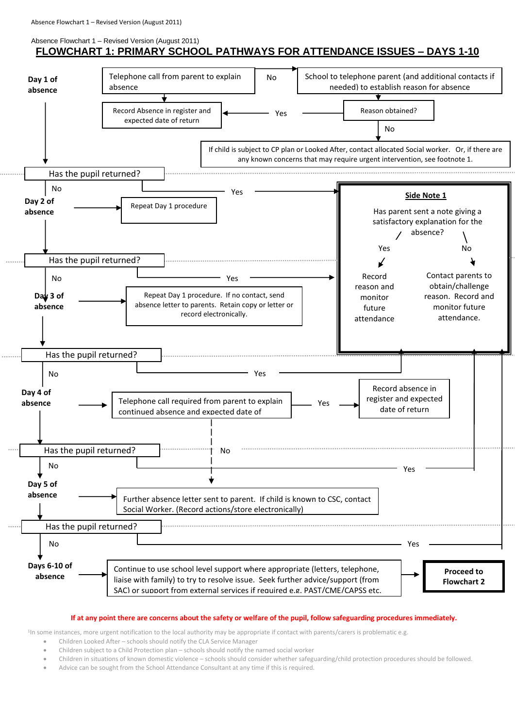Absence Flowchart 1 – Revised Version (August 2011)

# FLOWCHART 1: PRIMARY SCHOOL PATHWAYS FOR ATTENDANCE ISSUES – DAYS 1-10

**Day 1 of absence**

- Telephone call from parent to explain absence
  - → Record Absence in register and expected date of return
  - No → School to telephone parent (and additional contacts if needed) to establish reason for absence
    - Reason obtained?
      - Yes → Record Absence in register and expected date of return
      - No → If child is subject to CP plan or Looked After, contact allocated Social worker. Or, if there are any known concerns that may require urgent intervention, see footnote 1.

**Has the pupil returned?**
- Yes → Side Note 1
- No → **Day 2 of absence** → Repeat Day 1 procedure

**Has the pupil returned?**
- Yes → Side Note 1
- No → **Day 3 of absence** → Repeat Day 1 procedure. If no contact, send absence letter to parents. Retain copy or letter or record electronically.

**Has the pupil returned?**
- Yes → Side Note 1
- No → **Day 4 of absence** → Telephone call required from parent to explain continued absence and expected date of
  - Yes → Record absence in register and expected date of return
  - No → Further absence letter sent to parent. If child is known to CSC, contact Social Worker. (Record actions/store electronically)

**Has the pupil returned?**
- Yes → Side Note 1
- No → **Day 5 of absence** → Further absence letter sent to parent. If child is known to CSC, contact Social Worker. (Record actions/store electronically)

**Has the pupil returned?**
- Yes → Side Note 1
- No → **Days 6-10 of absence** → Continue to use school level support where appropriate (letters, telephone, liaise with family) to try to resolve issue. Seek further advice/support (from SAC) or support from external services if required e.g. PAST/CME/CAPSS etc. → **Proceed to Flowchart 2**

**Side Note 1**

Has parent sent a note giving a satisfactory explanation for the absence?
- Yes → Record reason and monitor future attendance
- No → Contact parents to obtain/challenge reason. Record and monitor future attendance.

**If at any point there are concerns about the safety or welfare of the pupil, follow safeguarding procedures immediately.**

[1] In some instances, more urgent notification to the local authority may be appropriate if contact with parents/carers is problematic e.g.

- Children Looked After – schools should notify the CLA Service Manager
- Children subject to a Child Protection plan – schools should notify the named social worker
- Children in situations of known domestic violence – schools should consider whether safeguarding/child protection procedures should be followed.
- Advice can be sought from the School Attendance Consultant at any time if this is required.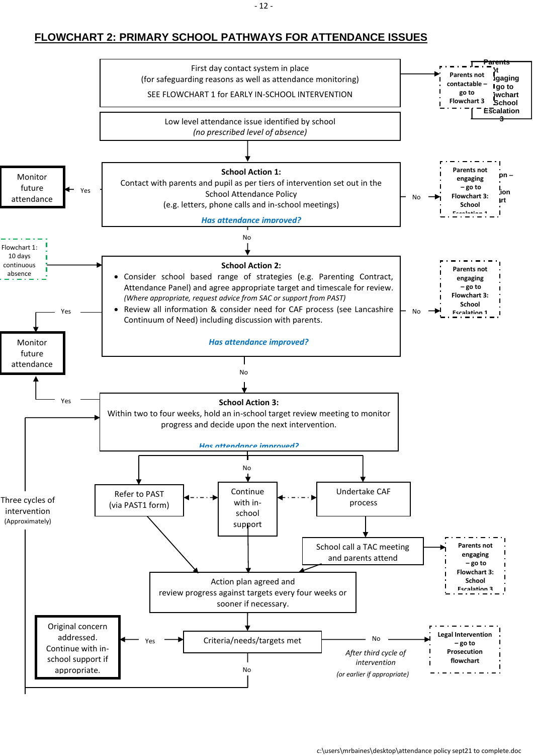## FLOWCHART 2: PRIMARY SCHOOL PATHWAYS FOR ATTENDANCE ISSUES

First day contact system in place
(for safeguarding reasons as well as attendance monitoring)
SEE FLOWCHART 1 for EARLY IN-SCHOOL INTERVENTION

→ **Parents not contactable – go to Flowchart 3**

Low level attendance issue identified by school
*(no prescribed level of absence)*

**School Action 1:**
Contact with parents and pupil as per tiers of intervention set out in the School Attendance Policy
(e.g. letters, phone calls and in-school meetings)

*Has attendance improved?*

- Yes → Monitor future attendance
- No → **Parents not engaging – go to Flowchart 3: School Escalation 1**
- No ↓

Flowchart 1: 10 days continuous absence →

**School Action 2:**

- Consider school based range of strategies (e.g. Parenting Contract, Attendance Panel) and agree appropriate target and timescale for review. *(Where appropriate, request advice from SAC or support from PAST)*
- Review all information & consider need for CAF process (see Lancashire Continuum of Need) including discussion with parents.

*Has attendance improved?*

- Yes → Monitor future attendance
- No → **Parents not engaging – go to Flowchart 3: School Escalation 1**
- No ↓

**School Action 3:**
Within two to four weeks, hold an in-school target review meeting to monitor progress and decide upon the next intervention.

*Has attendance improved?*

- Yes → Monitor future attendance
- No ↓

Refer to PAST (via PAST1 form) ◄ ► Continue with in-school support ◄ ► Undertake CAF process

Undertake CAF process → School call a TAC meeting and parents attend → **Parents not engaging – go to Flowchart 3: School Escalation 3**

Action plan agreed and review progress against targets every four weeks or sooner if necessary.

Criteria/needs/targets met

- Yes → Original concern addressed. Continue with in-school support if appropriate.
- No (*After third cycle of intervention (or earlier if appropriate)*) → **Legal Intervention – go to Prosecution flowchart**
- No → return to School Action 3

Three cycles of intervention (Approximately)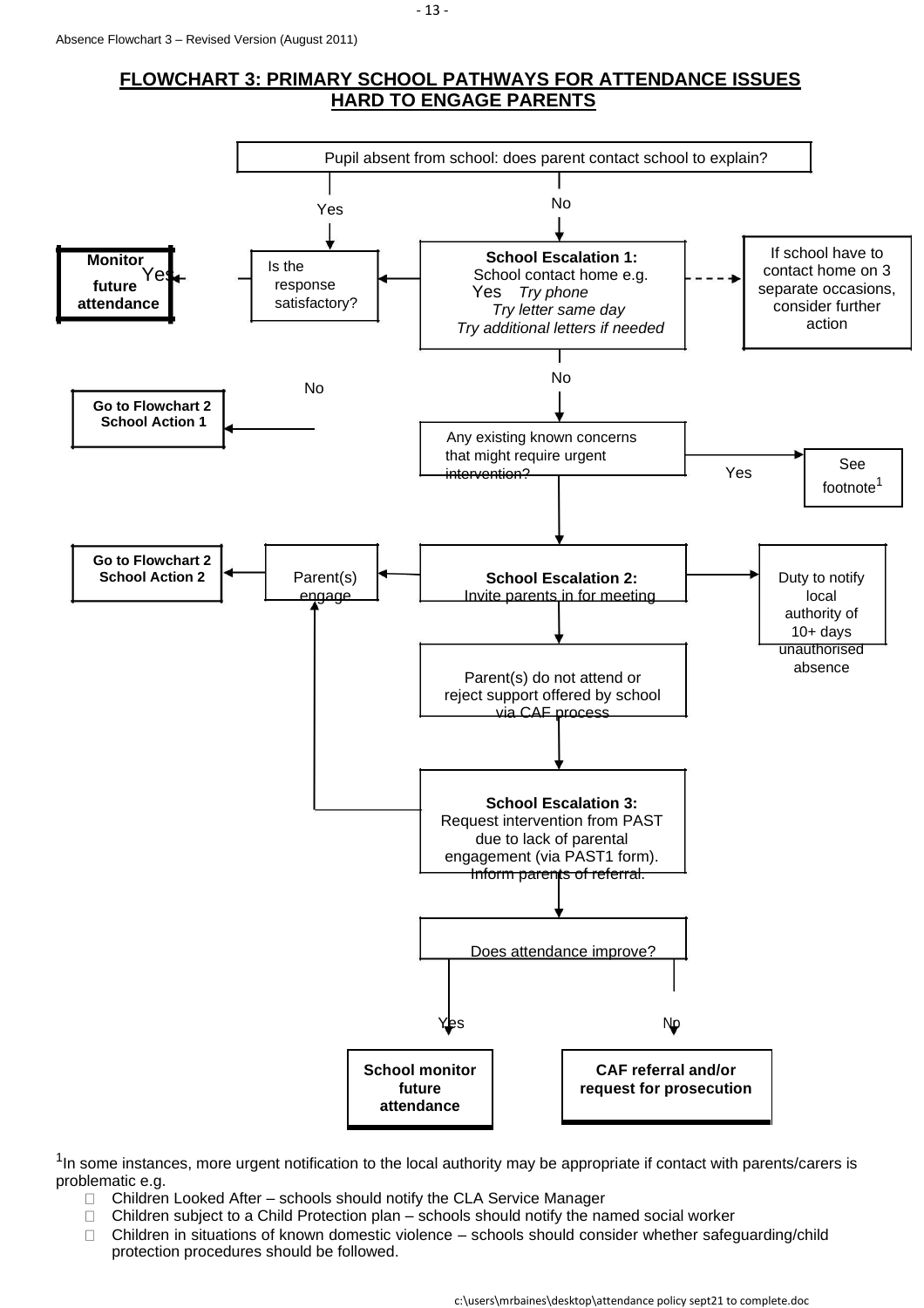Absence Flowchart 3 – Revised Version (August 2011)

# FLOWCHART 3: PRIMARY SCHOOL PATHWAYS FOR ATTENDANCE ISSUES HARD TO ENGAGE PARENTS

Pupil absent from school: does parent contact school to explain?

Yes

No

**Monitor future attendance**

Yes

Is the response satisfactory?

**School Escalation 1:**
School contact home e.g.
Yes *Try phone*
*Try letter same day*
*Try additional letters if needed*

If school have to contact home on 3 separate occasions, consider further action

No

No

**Go to Flowchart 2 School Action 1**

Any existing known concerns that might require urgent intervention?

Yes

See footnote[1]

**Go to Flowchart 2 School Action 2**

Parent(s) engage

**School Escalation 2:**
Invite parents in for meeting

Duty to notify local authority of 10+ days unauthorised absence

Parent(s) do not attend or reject support offered by school via CAF process

**School Escalation 3:**
Request intervention from PAST due to lack of parental engagement (via PAST1 form). Inform parents of referral.

Does attendance improve?

Yes

No

**School monitor future attendance**

**CAF referral and/or request for prosecution**

[1]In some instances, more urgent notification to the local authority may be appropriate if contact with parents/carers is problematic e.g.

- Children Looked After – schools should notify the CLA Service Manager
- Children subject to a Child Protection plan – schools should notify the named social worker
- Children in situations of known domestic violence – schools should consider whether safeguarding/child protection procedures should be followed.